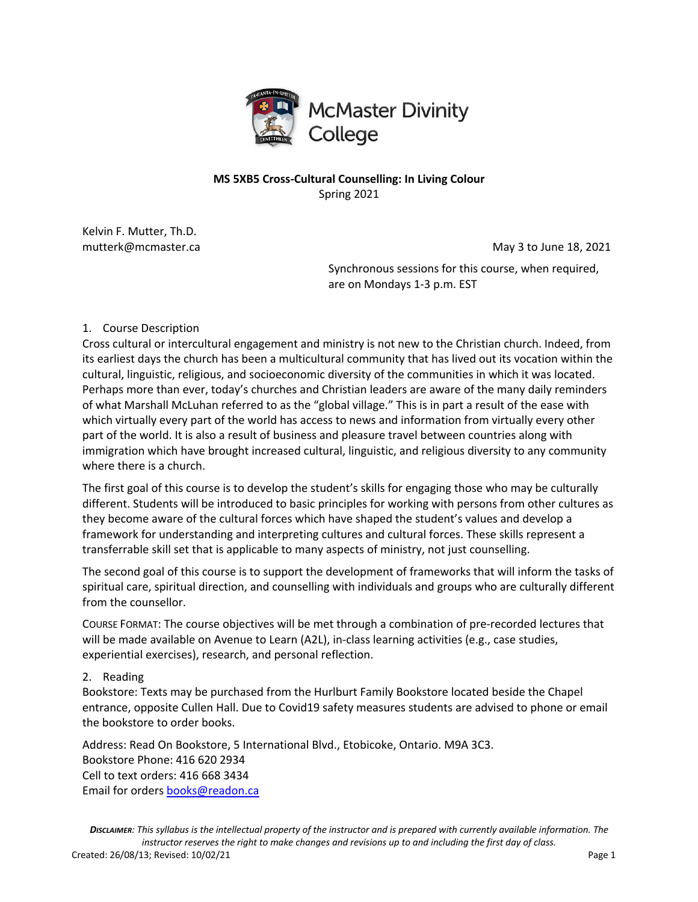McMaster Divinity College

**MS 5XB5 Cross-Cultural Counselling: In Living Colour**
Spring 2021

Kelvin F. Mutter, Th.D.
mutterk@mcmaster.ca

May 3 to June 18, 2021

Synchronous sessions for this course, when required, are on Mondays 1-3 p.m. EST

## 1. Course Description

Cross cultural or intercultural engagement and ministry is not new to the Christian church. Indeed, from its earliest days the church has been a multicultural community that has lived out its vocation within the cultural, linguistic, religious, and socioeconomic diversity of the communities in which it was located. Perhaps more than ever, today's churches and Christian leaders are aware of the many daily reminders of what Marshall McLuhan referred to as the "global village." This is in part a result of the ease with which virtually every part of the world has access to news and information from virtually every other part of the world. It is also a result of business and pleasure travel between countries along with immigration which have brought increased cultural, linguistic, and religious diversity to any community where there is a church.

The first goal of this course is to develop the student's skills for engaging those who may be culturally different. Students will be introduced to basic principles for working with persons from other cultures as they become aware of the cultural forces which have shaped the student's values and develop a framework for understanding and interpreting cultures and cultural forces. These skills represent a transferrable skill set that is applicable to many aspects of ministry, not just counselling.

The second goal of this course is to support the development of frameworks that will inform the tasks of spiritual care, spiritual direction, and counselling with individuals and groups who are culturally different from the counsellor.

COURSE FORMAT: The course objectives will be met through a combination of pre-recorded lectures that will be made available on Avenue to Learn (A2L), in-class learning activities (e.g., case studies, experiential exercises), research, and personal reflection.

## 2. Reading

Bookstore: Texts may be purchased from the Hurlburt Family Bookstore located beside the Chapel entrance, opposite Cullen Hall. Due to Covid19 safety measures students are advised to phone or email the bookstore to order books.

Address: Read On Bookstore, 5 International Blvd., Etobicoke, Ontario. M9A 3C3.
Bookstore Phone: 416 620 2934
Cell to text orders: 416 668 3434
Email for orders books@readon.ca

***Disclaimer**: This syllabus is the intellectual property of the instructor and is prepared with currently available information. The instructor reserves the right to make changes and revisions up to and including the first day of class.*
Created: 26/08/13; Revised: 10/02/21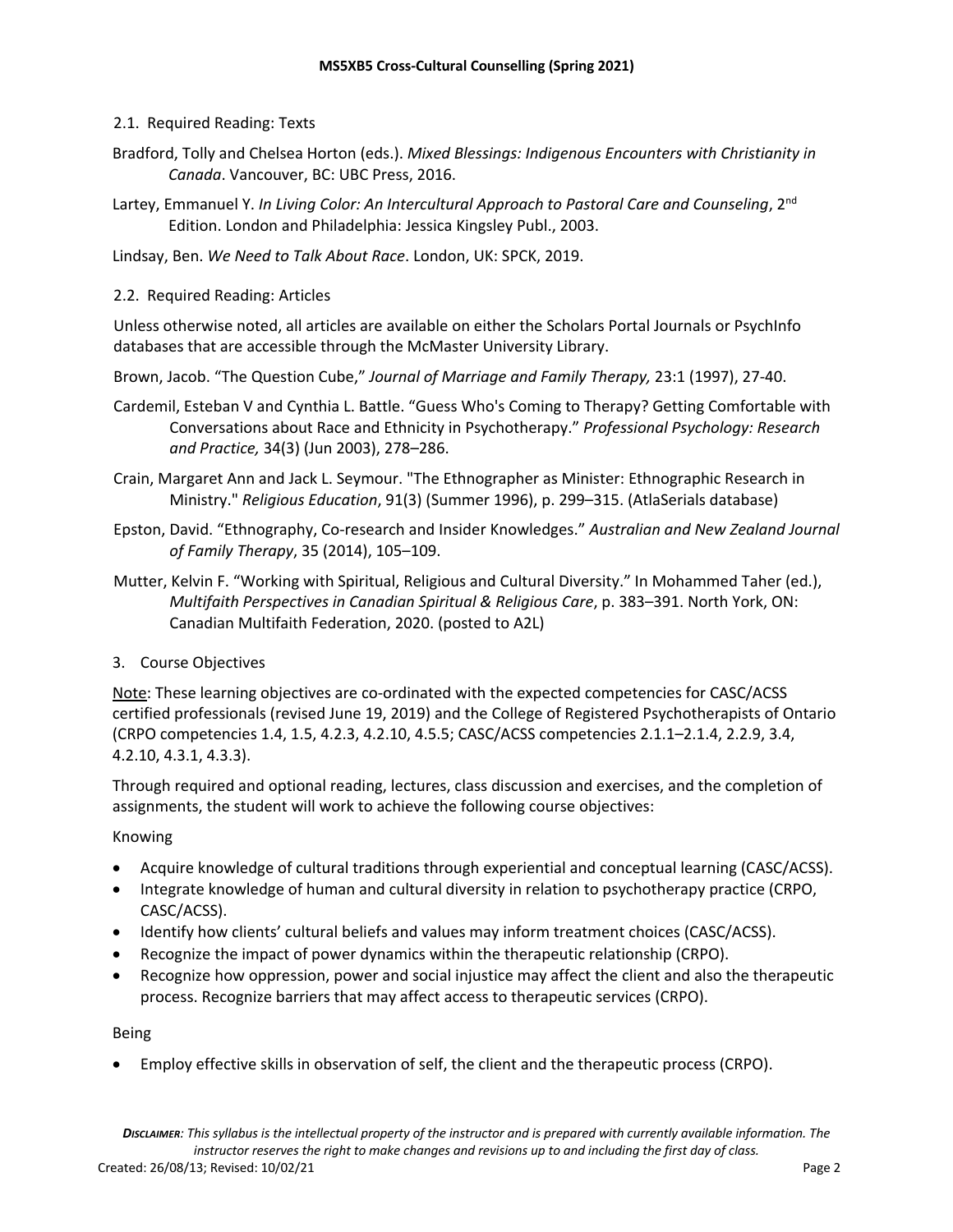### 2.1. Required Reading: Texts

Bradford, Tolly and Chelsea Horton (eds.). *Mixed Blessings: Indigenous Encounters with Christianity in Canada*. Vancouver, BC: UBC Press, 2016.

Lartey, Emmanuel Y. *In Living Color: An Intercultural Approach to Pastoral Care and Counseling*, 2nd Edition. London and Philadelphia: Jessica Kingsley Publ., 2003.

Lindsay, Ben. *We Need to Talk About Race*. London, UK: SPCK, 2019.

### 2.2. Required Reading: Articles

Unless otherwise noted, all articles are available on either the Scholars Portal Journals or PsychInfo databases that are accessible through the McMaster University Library.

Brown, Jacob. "The Question Cube," *Journal of Marriage and Family Therapy,* 23:1 (1997), 27-40.

Cardemil, Esteban V and Cynthia L. Battle. "Guess Who's Coming to Therapy? Getting Comfortable with Conversations about Race and Ethnicity in Psychotherapy." *Professional Psychology: Research and Practice,* 34(3) (Jun 2003), 278–286.

Crain, Margaret Ann and Jack L. Seymour. "The Ethnographer as Minister: Ethnographic Research in Ministry." *Religious Education*, 91(3) (Summer 1996), p. 299–315. (AtlaSerials database)

Epston, David. "Ethnography, Co-research and Insider Knowledges." *Australian and New Zealand Journal of Family Therapy*, 35 (2014), 105–109.

Mutter, Kelvin F. "Working with Spiritual, Religious and Cultural Diversity." In Mohammed Taher (ed.), *Multifaith Perspectives in Canadian Spiritual & Religious Care*, p. 383–391. North York, ON: Canadian Multifaith Federation, 2020. (posted to A2L)

## 3. Course Objectives

Note: These learning objectives are co-ordinated with the expected competencies for CASC/ACSS certified professionals (revised June 19, 2019) and the College of Registered Psychotherapists of Ontario (CRPO competencies 1.4, 1.5, 4.2.3, 4.2.10, 4.5.5; CASC/ACSS competencies 2.1.1–2.1.4, 2.2.9, 3.4, 4.2.10, 4.3.1, 4.3.3).

Through required and optional reading, lectures, class discussion and exercises, and the completion of assignments, the student will work to achieve the following course objectives:

Knowing

- Acquire knowledge of cultural traditions through experiential and conceptual learning (CASC/ACSS).
- Integrate knowledge of human and cultural diversity in relation to psychotherapy practice (CRPO, CASC/ACSS).
- Identify how clients' cultural beliefs and values may inform treatment choices (CASC/ACSS).
- Recognize the impact of power dynamics within the therapeutic relationship (CRPO).
- Recognize how oppression, power and social injustice may affect the client and also the therapeutic process. Recognize barriers that may affect access to therapeutic services (CRPO).

Being

- Employ effective skills in observation of self, the client and the therapeutic process (CRPO).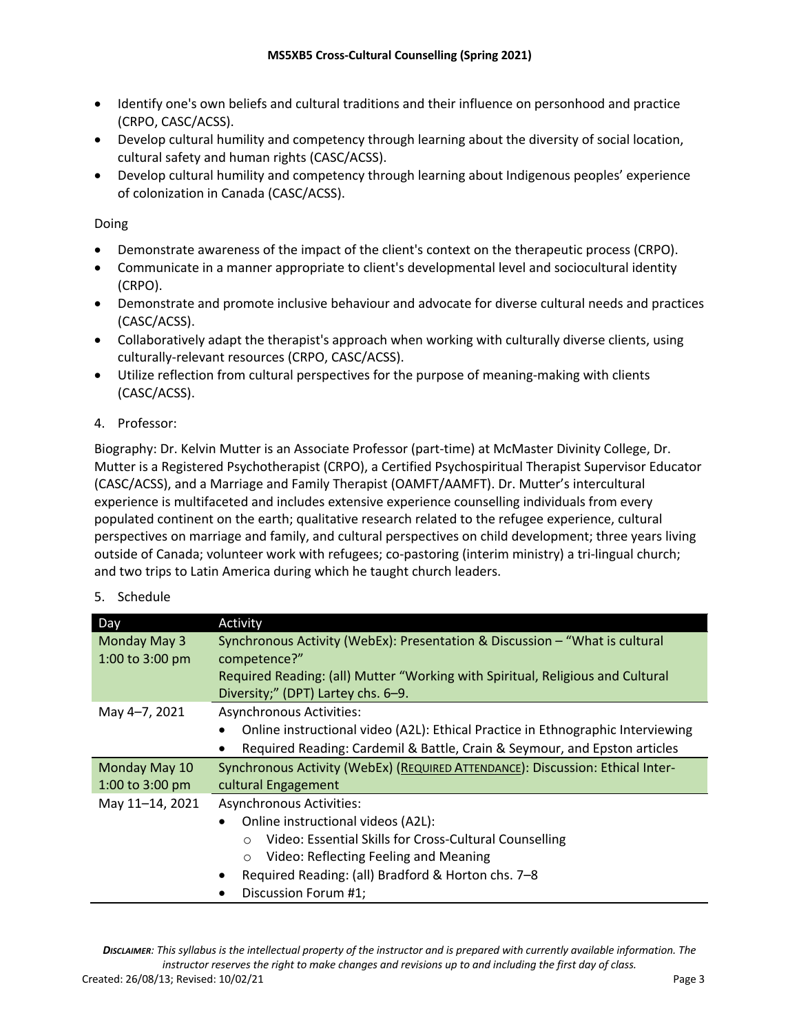- Identify one's own beliefs and cultural traditions and their influence on personhood and practice (CRPO, CASC/ACSS).
- Develop cultural humility and competency through learning about the diversity of social location, cultural safety and human rights (CASC/ACSS).
- Develop cultural humility and competency through learning about Indigenous peoples' experience of colonization in Canada (CASC/ACSS).

Doing

- Demonstrate awareness of the impact of the client's context on the therapeutic process (CRPO).
- Communicate in a manner appropriate to client's developmental level and sociocultural identity (CRPO).
- Demonstrate and promote inclusive behaviour and advocate for diverse cultural needs and practices (CASC/ACSS).
- Collaboratively adapt the therapist's approach when working with culturally diverse clients, using culturally-relevant resources (CRPO, CASC/ACSS).
- Utilize reflection from cultural perspectives for the purpose of meaning-making with clients (CASC/ACSS).

4. Professor:

Biography: Dr. Kelvin Mutter is an Associate Professor (part-time) at McMaster Divinity College, Dr. Mutter is a Registered Psychotherapist (CRPO), a Certified Psychospiritual Therapist Supervisor Educator (CASC/ACSS), and a Marriage and Family Therapist (OAMFT/AAMFT). Dr. Mutter's intercultural experience is multifaceted and includes extensive experience counselling individuals from every populated continent on the earth; qualitative research related to the refugee experience, cultural perspectives on marriage and family, and cultural perspectives on child development; three years living outside of Canada; volunteer work with refugees; co-pastoring (interim ministry) a tri-lingual church; and two trips to Latin America during which he taught church leaders.

5. Schedule

| Day | Activity |
|---|---|
| Monday May 3<br>1:00 to 3:00 pm | Synchronous Activity (WebEx): Presentation & Discussion – "What is cultural competence?"<br>Required Reading: (all) Mutter "Working with Spiritual, Religious and Cultural Diversity;" (DPT) Lartey chs. 6–9. |
| May 4–7, 2021 | Asynchronous Activities:<br>• Online instructional video (A2L): Ethical Practice in Ethnographic Interviewing<br>• Required Reading: Cardemil & Battle, Crain & Seymour, and Epston articles |
| Monday May 10<br>1:00 to 3:00 pm | Synchronous Activity (WebEx) (REQUIRED ATTENDANCE): Discussion: Ethical Inter-cultural Engagement |
| May 11–14, 2021 | Asynchronous Activities:<br>• Online instructional videos (A2L):<br>  ○ Video: Essential Skills for Cross-Cultural Counselling<br>  ○ Video: Reflecting Feeling and Meaning<br>• Required Reading: (all) Bradford & Horton chs. 7–8<br>• Discussion Forum #1; |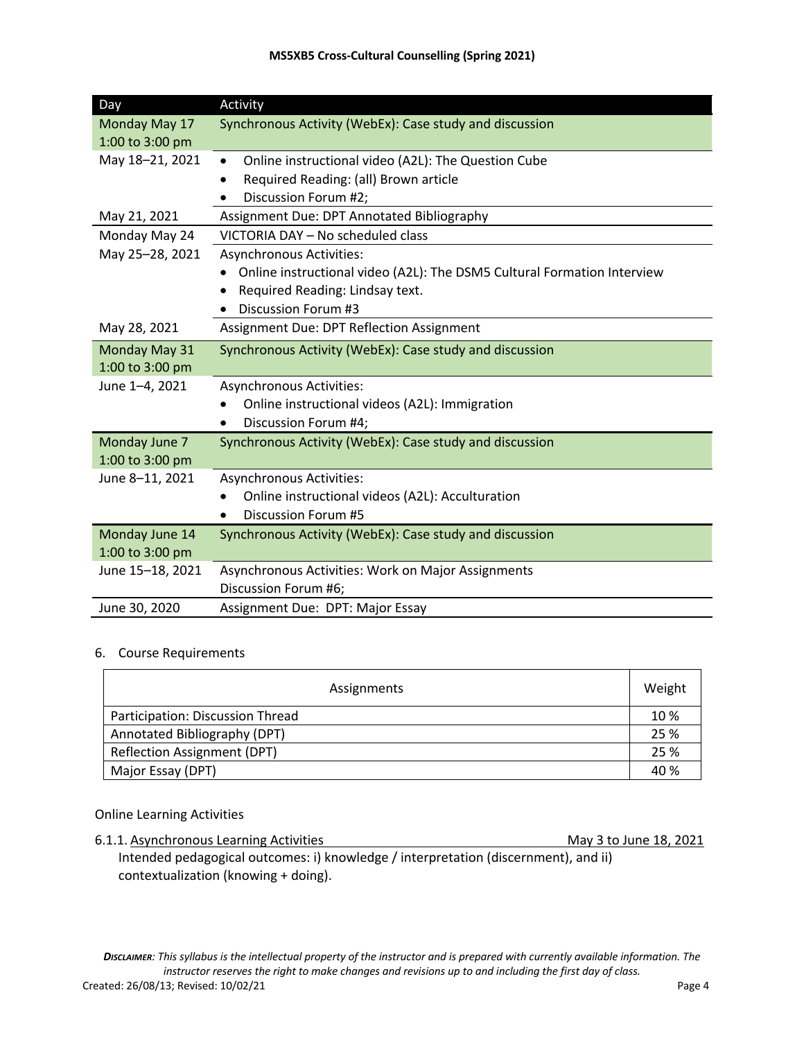| Day | Activity |
|---|---|
| Monday May 17 1:00 to 3:00 pm | Synchronous Activity (WebEx): Case study and discussion |
| May 18–21, 2021 | • Online instructional video (A2L): The Question Cube<br>• Required Reading: (all) Brown article<br>• Discussion Forum #2; |
| May 21, 2021 | Assignment Due: DPT Annotated Bibliography |
| Monday May 24 | VICTORIA DAY – No scheduled class |
| May 25–28, 2021 | Asynchronous Activities:<br>• Online instructional video (A2L): The DSM5 Cultural Formation Interview<br>• Required Reading: Lindsay text.<br>• Discussion Forum #3 |
| May 28, 2021 | Assignment Due: DPT Reflection Assignment |
| Monday May 31 1:00 to 3:00 pm | Synchronous Activity (WebEx): Case study and discussion |
| June 1–4, 2021 | Asynchronous Activities:<br>• Online instructional videos (A2L): Immigration<br>• Discussion Forum #4; |
| Monday June 7 1:00 to 3:00 pm | Synchronous Activity (WebEx): Case study and discussion |
| June 8–11, 2021 | Asynchronous Activities:<br>• Online instructional videos (A2L): Acculturation<br>• Discussion Forum #5 |
| Monday June 14 1:00 to 3:00 pm | Synchronous Activity (WebEx): Case study and discussion |
| June 15–18, 2021 | Asynchronous Activities: Work on Major Assignments<br>Discussion Forum #6; |
| June 30, 2020 | Assignment Due: DPT: Major Essay |

6. Course Requirements

| Assignments | Weight |
|---|---|
| Participation: Discussion Thread | 10 % |
| Annotated Bibliography (DPT) | 25 % |
| Reflection Assignment (DPT) | 25 % |
| Major Essay (DPT) | 40 % |

Online Learning Activities

6.1.1. <u>Asynchronous Learning Activities May 3 to June 18, 2021</u>

Intended pedagogical outcomes: i) knowledge / interpretation (discernment), and ii) contextualization (knowing + doing).

*Disclaimer: This syllabus is the intellectual property of the instructor and is prepared with currently available information. The instructor reserves the right to make changes and revisions up to and including the first day of class.*

Created: 26/08/13; Revised: 10/02/21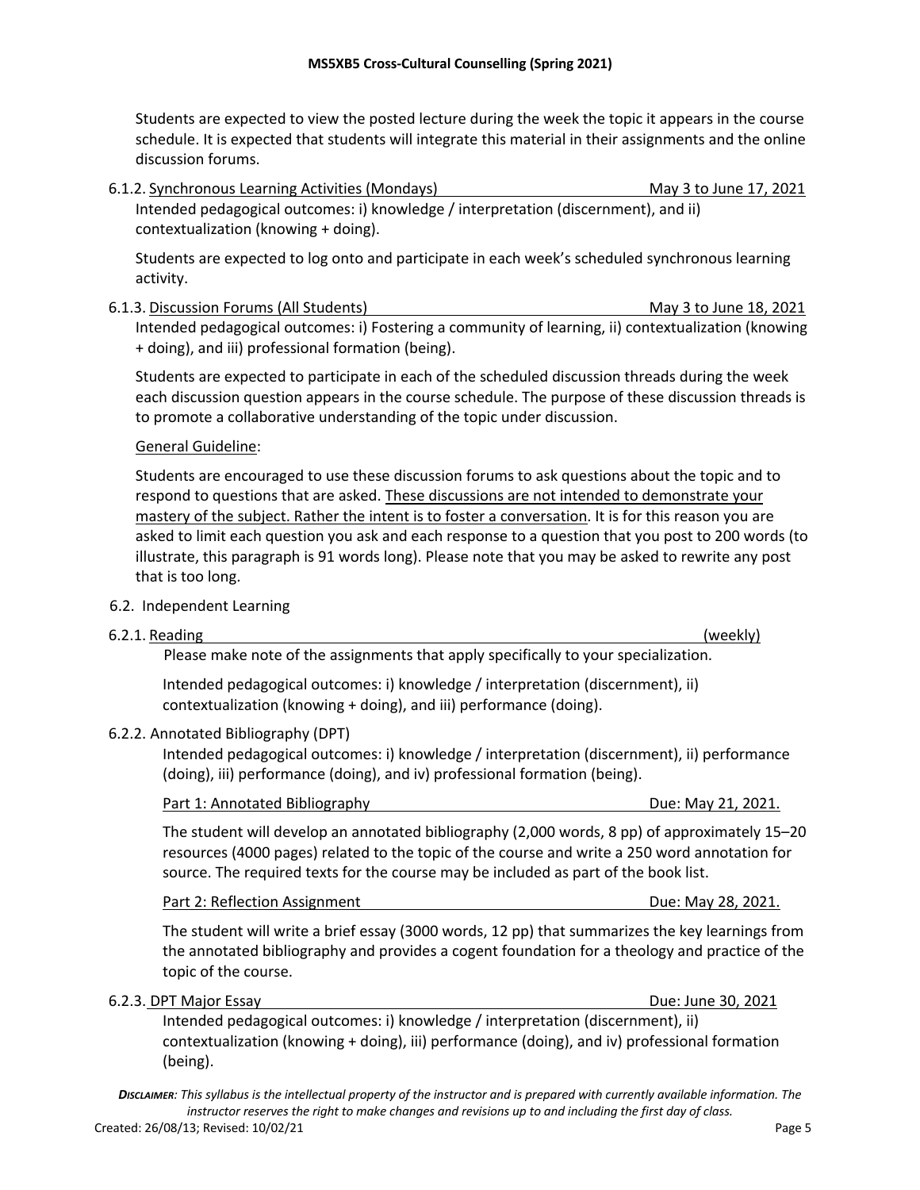Students are expected to view the posted lecture during the week the topic it appears in the course schedule. It is expected that students will integrate this material in their assignments and the online discussion forums.

6.1.2. Synchronous Learning Activities (Mondays) — May 3 to June 17, 2021

Intended pedagogical outcomes: i) knowledge / interpretation (discernment), and ii) contextualization (knowing + doing).

Students are expected to log onto and participate in each week's scheduled synchronous learning activity.

6.1.3. Discussion Forums (All Students) — May 3 to June 18, 2021

Intended pedagogical outcomes: i) Fostering a community of learning, ii) contextualization (knowing + doing), and iii) professional formation (being).

Students are expected to participate in each of the scheduled discussion threads during the week each discussion question appears in the course schedule. The purpose of these discussion threads is to promote a collaborative understanding of the topic under discussion.

General Guideline:

Students are encouraged to use these discussion forums to ask questions about the topic and to respond to questions that are asked. These discussions are not intended to demonstrate your mastery of the subject. Rather the intent is to foster a conversation. It is for this reason you are asked to limit each question you ask and each response to a question that you post to 200 words (to illustrate, this paragraph is 91 words long). Please note that you may be asked to rewrite any post that is too long.

6.2. Independent Learning

6.2.1. Reading — (weekly)

Please make note of the assignments that apply specifically to your specialization.

Intended pedagogical outcomes: i) knowledge / interpretation (discernment), ii) contextualization (knowing + doing), and iii) performance (doing).

6.2.2. Annotated Bibliography (DPT)

Intended pedagogical outcomes: i) knowledge / interpretation (discernment), ii) performance (doing), iii) performance (doing), and iv) professional formation (being).

Part 1: Annotated Bibliography — Due: May 21, 2021.

The student will develop an annotated bibliography (2,000 words, 8 pp) of approximately 15–20 resources (4000 pages) related to the topic of the course and write a 250 word annotation for source. The required texts for the course may be included as part of the book list.

Part 2: Reflection Assignment — Due: May 28, 2021.

The student will write a brief essay (3000 words, 12 pp) that summarizes the key learnings from the annotated bibliography and provides a cogent foundation for a theology and practice of the topic of the course.

6.2.3. DPT Major Essay — Due: June 30, 2021

Intended pedagogical outcomes: i) knowledge / interpretation (discernment), ii) contextualization (knowing + doing), iii) performance (doing), and iv) professional formation (being).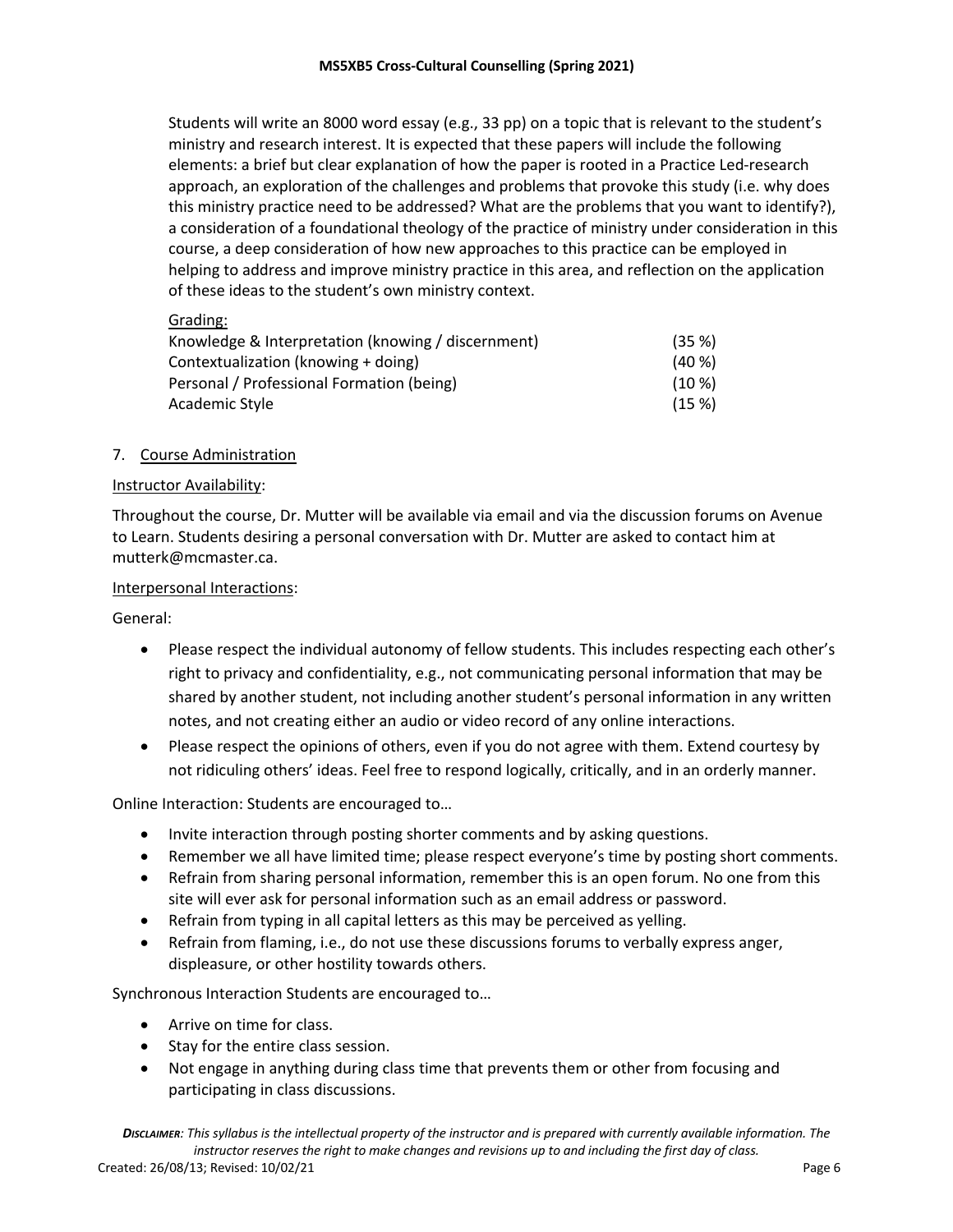Students will write an 8000 word essay (e.g., 33 pp) on a topic that is relevant to the student's ministry and research interest. It is expected that these papers will include the following elements: a brief but clear explanation of how the paper is rooted in a Practice Led-research approach, an exploration of the challenges and problems that provoke this study (i.e. why does this ministry practice need to be addressed? What are the problems that you want to identify?), a consideration of a foundational theology of the practice of ministry under consideration in this course, a deep consideration of how new approaches to this practice can be employed in helping to address and improve ministry practice in this area, and reflection on the application of these ideas to the student's own ministry context.

Grading:

| | |
|---|---|
| Knowledge & Interpretation (knowing / discernment) | (35 %) |
| Contextualization (knowing + doing) | (40 %) |
| Personal / Professional Formation (being) | (10 %) |
| Academic Style | (15 %) |

## 7. Course Administration

Instructor Availability:

Throughout the course, Dr. Mutter will be available via email and via the discussion forums on Avenue to Learn. Students desiring a personal conversation with Dr. Mutter are asked to contact him at mutterk@mcmaster.ca.

Interpersonal Interactions:

General:

- Please respect the individual autonomy of fellow students. This includes respecting each other's right to privacy and confidentiality, e.g., not communicating personal information that may be shared by another student, not including another student's personal information in any written notes, and not creating either an audio or video record of any online interactions.
- Please respect the opinions of others, even if you do not agree with them. Extend courtesy by not ridiculing others' ideas. Feel free to respond logically, critically, and in an orderly manner.

Online Interaction: Students are encouraged to…

- Invite interaction through posting shorter comments and by asking questions.
- Remember we all have limited time; please respect everyone's time by posting short comments.
- Refrain from sharing personal information, remember this is an open forum. No one from this site will ever ask for personal information such as an email address or password.
- Refrain from typing in all capital letters as this may be perceived as yelling.
- Refrain from flaming, i.e., do not use these discussions forums to verbally express anger, displeasure, or other hostility towards others.

Synchronous Interaction Students are encouraged to…

- Arrive on time for class.
- Stay for the entire class session.
- Not engage in anything during class time that prevents them or other from focusing and participating in class discussions.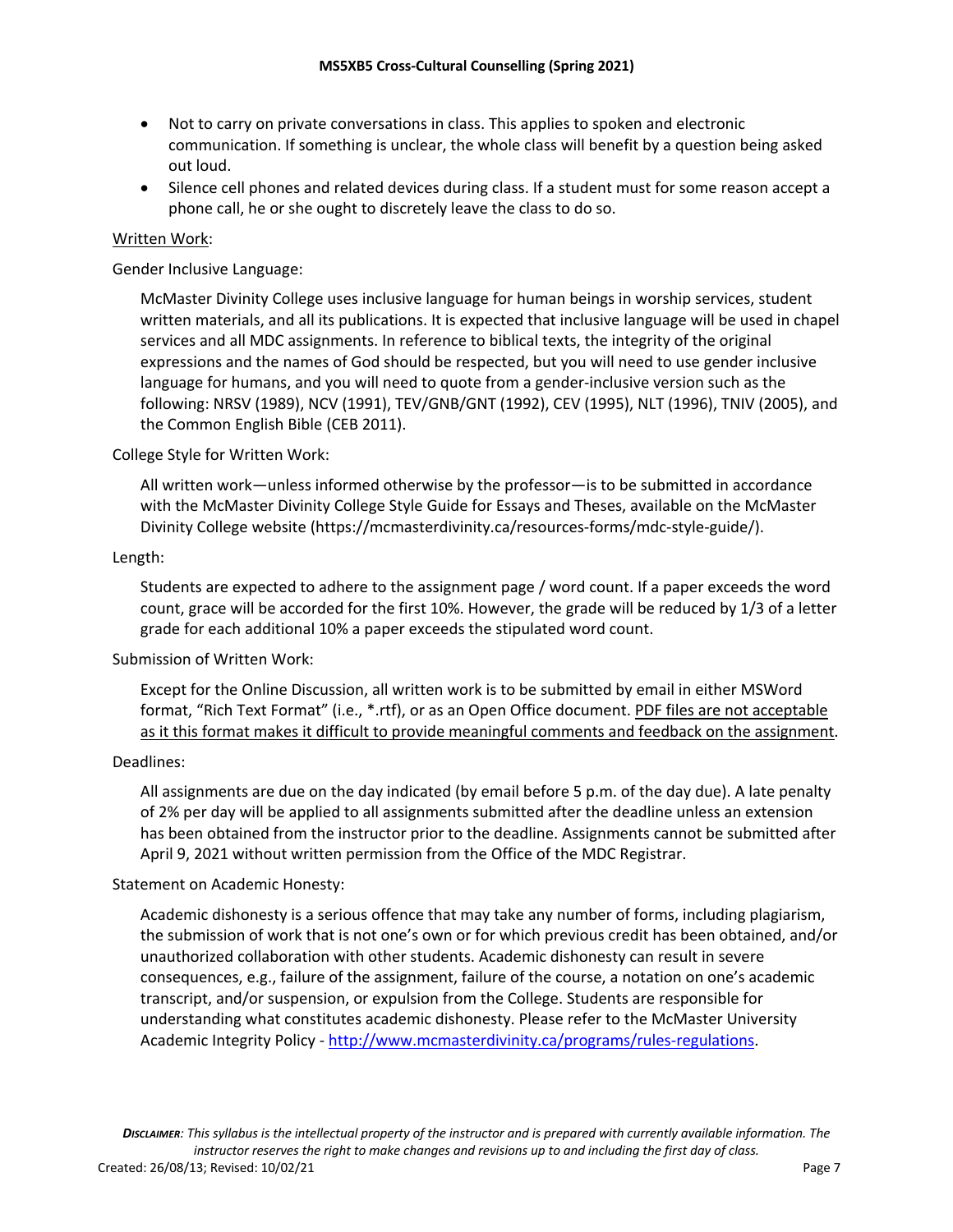- Not to carry on private conversations in class. This applies to spoken and electronic communication. If something is unclear, the whole class will benefit by a question being asked out loud.
- Silence cell phones and related devices during class. If a student must for some reason accept a phone call, he or she ought to discretely leave the class to do so.

Written Work:

Gender Inclusive Language:

McMaster Divinity College uses inclusive language for human beings in worship services, student written materials, and all its publications. It is expected that inclusive language will be used in chapel services and all MDC assignments. In reference to biblical texts, the integrity of the original expressions and the names of God should be respected, but you will need to use gender inclusive language for humans, and you will need to quote from a gender-inclusive version such as the following: NRSV (1989), NCV (1991), TEV/GNB/GNT (1992), CEV (1995), NLT (1996), TNIV (2005), and the Common English Bible (CEB 2011).

College Style for Written Work:

All written work—unless informed otherwise by the professor—is to be submitted in accordance with the McMaster Divinity College Style Guide for Essays and Theses, available on the McMaster Divinity College website (https://mcmasterdivinity.ca/resources-forms/mdc-style-guide/).

Length:

Students are expected to adhere to the assignment page / word count. If a paper exceeds the word count, grace will be accorded for the first 10%. However, the grade will be reduced by 1/3 of a letter grade for each additional 10% a paper exceeds the stipulated word count.

Submission of Written Work:

Except for the Online Discussion, all written work is to be submitted by email in either MSWord format, "Rich Text Format" (i.e., *.rtf), or as an Open Office document. PDF files are not acceptable as it this format makes it difficult to provide meaningful comments and feedback on the assignment.

Deadlines:

All assignments are due on the day indicated (by email before 5 p.m. of the day due). A late penalty of 2% per day will be applied to all assignments submitted after the deadline unless an extension has been obtained from the instructor prior to the deadline. Assignments cannot be submitted after April 9, 2021 without written permission from the Office of the MDC Registrar.

Statement on Academic Honesty:

Academic dishonesty is a serious offence that may take any number of forms, including plagiarism, the submission of work that is not one's own or for which previous credit has been obtained, and/or unauthorized collaboration with other students. Academic dishonesty can result in severe consequences, e.g., failure of the assignment, failure of the course, a notation on one's academic transcript, and/or suspension, or expulsion from the College. Students are responsible for understanding what constitutes academic dishonesty. Please refer to the McMaster University Academic Integrity Policy - http://www.mcmasterdivinity.ca/programs/rules-regulations.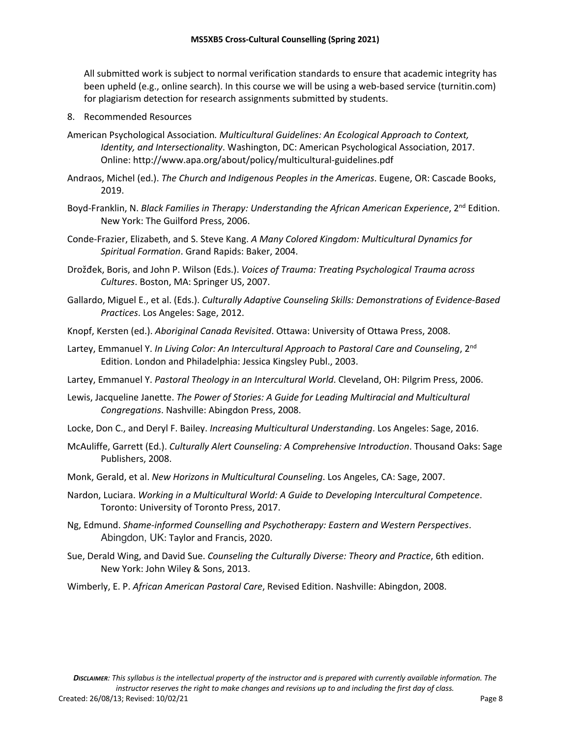All submitted work is subject to normal verification standards to ensure that academic integrity has been upheld (e.g., online search). In this course we will be using a web-based service (turnitin.com) for plagiarism detection for research assignments submitted by students.

8. Recommended Resources

American Psychological Association. *Multicultural Guidelines: An Ecological Approach to Context, Identity, and Intersectionality*. Washington, DC: American Psychological Association, 2017. Online: http://www.apa.org/about/policy/multicultural-guidelines.pdf

Andraos, Michel (ed.). *The Church and Indigenous Peoples in the Americas*. Eugene, OR: Cascade Books, 2019.

Boyd-Franklin, N. *Black Families in Therapy: Understanding the African American Experience*, 2nd Edition. New York: The Guilford Press, 2006.

Conde-Frazier, Elizabeth, and S. Steve Kang. *A Many Colored Kingdom: Multicultural Dynamics for Spiritual Formation*. Grand Rapids: Baker, 2004.

Drožđek, Boris, and John P. Wilson (Eds.). *Voices of Trauma: Treating Psychological Trauma across Cultures*. Boston, MA: Springer US, 2007.

Gallardo, Miguel E., et al. (Eds.). *Culturally Adaptive Counseling Skills: Demonstrations of Evidence-Based Practices*. Los Angeles: Sage, 2012.

Knopf, Kersten (ed.). *Aboriginal Canada Revisited*. Ottawa: University of Ottawa Press, 2008.

Lartey, Emmanuel Y. *In Living Color: An Intercultural Approach to Pastoral Care and Counseling*, 2nd Edition. London and Philadelphia: Jessica Kingsley Publ., 2003.

Lartey, Emmanuel Y. *Pastoral Theology in an Intercultural World*. Cleveland, OH: Pilgrim Press, 2006.

Lewis, Jacqueline Janette. *The Power of Stories: A Guide for Leading Multiracial and Multicultural Congregations*. Nashville: Abingdon Press, 2008.

Locke, Don C., and Deryl F. Bailey. *Increasing Multicultural Understanding*. Los Angeles: Sage, 2016.

McAuliffe, Garrett (Ed.). *Culturally Alert Counseling: A Comprehensive Introduction*. Thousand Oaks: Sage Publishers, 2008.

Monk, Gerald, et al. *New Horizons in Multicultural Counseling*. Los Angeles, CA: Sage, 2007.

Nardon, Luciara. *Working in a Multicultural World: A Guide to Developing Intercultural Competence*. Toronto: University of Toronto Press, 2017.

Ng, Edmund. *Shame-informed Counselling and Psychotherapy: Eastern and Western Perspectives*. Abingdon, UK: Taylor and Francis, 2020.

Sue, Derald Wing, and David Sue. *Counseling the Culturally Diverse: Theory and Practice*, 6th edition. New York: John Wiley & Sons, 2013.

Wimberly, E. P. *African American Pastoral Care*, Revised Edition. Nashville: Abingdon, 2008.